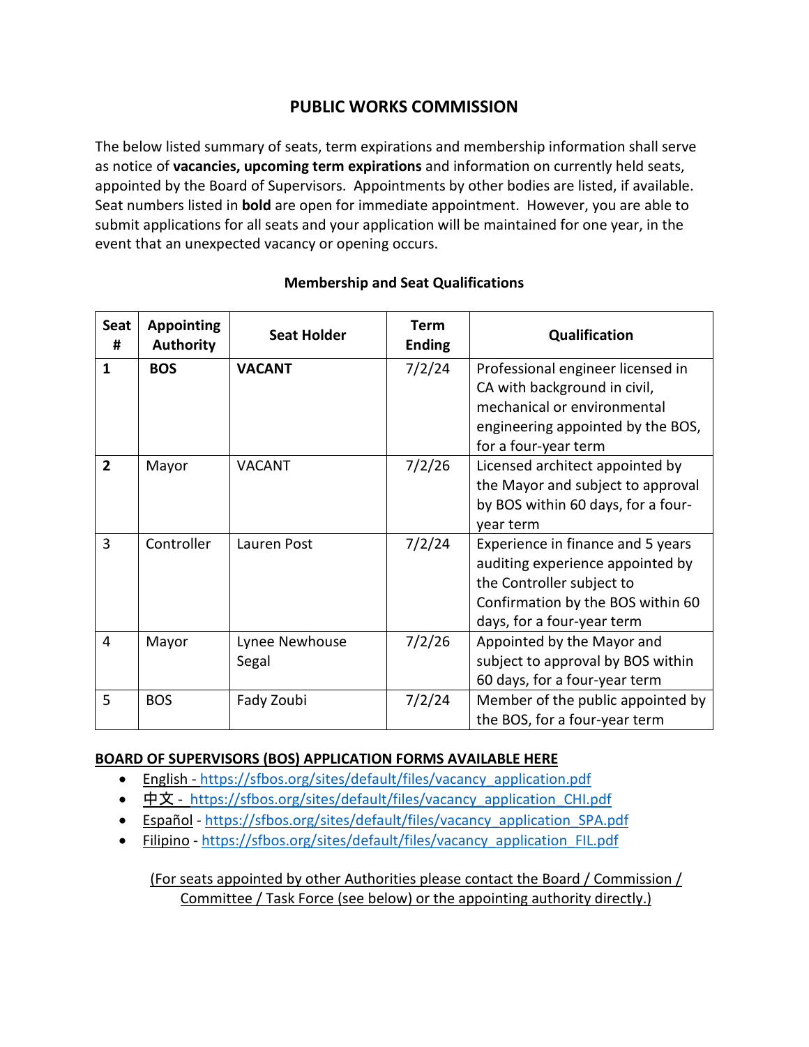# PUBLIC WORKS COMMISSION

The below listed summary of seats, term expirations and membership information shall serve as notice of **vacancies, upcoming term expirations** and information on currently held seats, appointed by the Board of Supervisors. Appointments by other bodies are listed, if available. Seat numbers listed in **bold** are open for immediate appointment. However, you are able to submit applications for all seats and your application will be maintained for one year, in the event that an unexpected vacancy or opening occurs.

### Membership and Seat Qualifications

| Seat # | Appointing Authority | Seat Holder | Term Ending | Qualification |
|---|---|---|---|---|
| **1** | **BOS** | **VACANT** | 7/2/24 | Professional engineer licensed in CA with background in civil, mechanical or environmental engineering appointed by the BOS, for a four-year term |
| **2** | Mayor | VACANT | 7/2/26 | Licensed architect appointed by the Mayor and subject to approval by BOS within 60 days, for a four-year term |
| 3 | Controller | Lauren Post | 7/2/24 | Experience in finance and 5 years auditing experience appointed by the Controller subject to Confirmation by the BOS within 60 days, for a four-year term |
| 4 | Mayor | Lynee Newhouse Segal | 7/2/26 | Appointed by the Mayor and subject to approval by BOS within 60 days, for a four-year term |
| 5 | BOS | Fady Zoubi | 7/2/24 | Member of the public appointed by the BOS, for a four-year term |

**BOARD OF SUPERVISORS (BOS) APPLICATION FORMS AVAILABLE HERE**

- English - https://sfbos.org/sites/default/files/vacancy_application.pdf
- 中文 - https://sfbos.org/sites/default/files/vacancy_application_CHI.pdf
- Español - https://sfbos.org/sites/default/files/vacancy_application_SPA.pdf
- Filipino - https://sfbos.org/sites/default/files/vacancy_application_FIL.pdf

(For seats appointed by other Authorities please contact the Board / Commission / Committee / Task Force (see below) or the appointing authority directly.)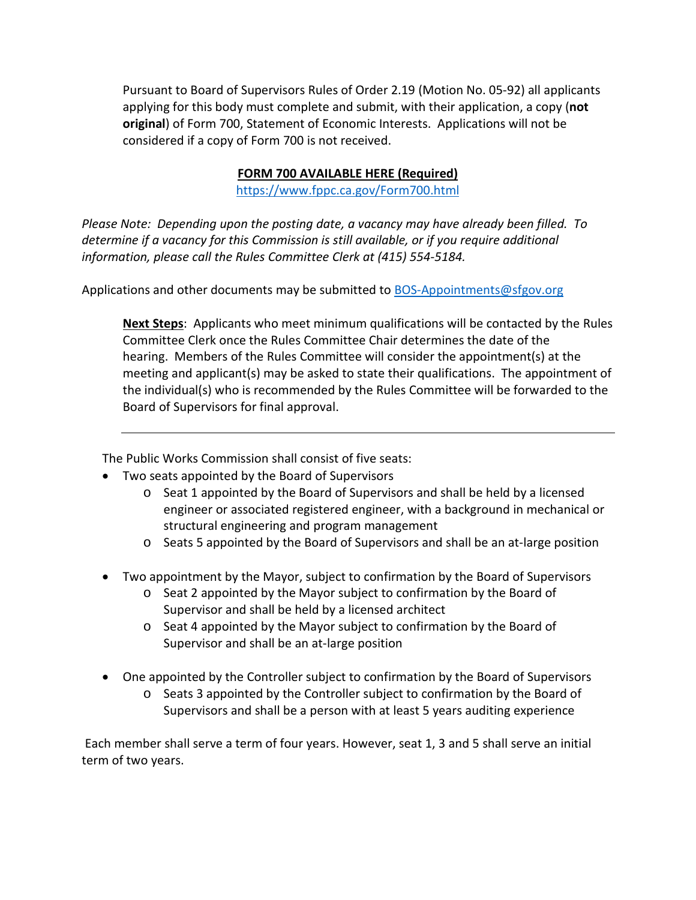Pursuant to Board of Supervisors Rules of Order 2.19 (Motion No. 05-92) all applicants applying for this body must complete and submit, with their application, a copy (**not original**) of Form 700, Statement of Economic Interests. Applications will not be considered if a copy of Form 700 is not received.

**FORM 700 AVAILABLE HERE (Required)**

https://www.fppc.ca.gov/Form700.html

*Please Note: Depending upon the posting date, a vacancy may have already been filled. To determine if a vacancy for this Commission is still available, or if you require additional information, please call the Rules Committee Clerk at (415) 554-5184.*

Applications and other documents may be submitted to BOS-Appointments@sfgov.org

**Next Steps**: Applicants who meet minimum qualifications will be contacted by the Rules Committee Clerk once the Rules Committee Chair determines the date of the hearing. Members of the Rules Committee will consider the appointment(s) at the meeting and applicant(s) may be asked to state their qualifications. The appointment of the individual(s) who is recommended by the Rules Committee will be forwarded to the Board of Supervisors for final approval.

---

The Public Works Commission shall consist of five seats:

- Two seats appointed by the Board of Supervisors
  - Seat 1 appointed by the Board of Supervisors and shall be held by a licensed engineer or associated registered engineer, with a background in mechanical or structural engineering and program management
  - Seats 5 appointed by the Board of Supervisors and shall be an at-large position
- Two appointment by the Mayor, subject to confirmation by the Board of Supervisors
  - Seat 2 appointed by the Mayor subject to confirmation by the Board of Supervisor and shall be held by a licensed architect
  - Seat 4 appointed by the Mayor subject to confirmation by the Board of Supervisor and shall be an at-large position
- One appointed by the Controller subject to confirmation by the Board of Supervisors
  - Seats 3 appointed by the Controller subject to confirmation by the Board of Supervisors and shall be a person with at least 5 years auditing experience

Each member shall serve a term of four years. However, seat 1, 3 and 5 shall serve an initial term of two years.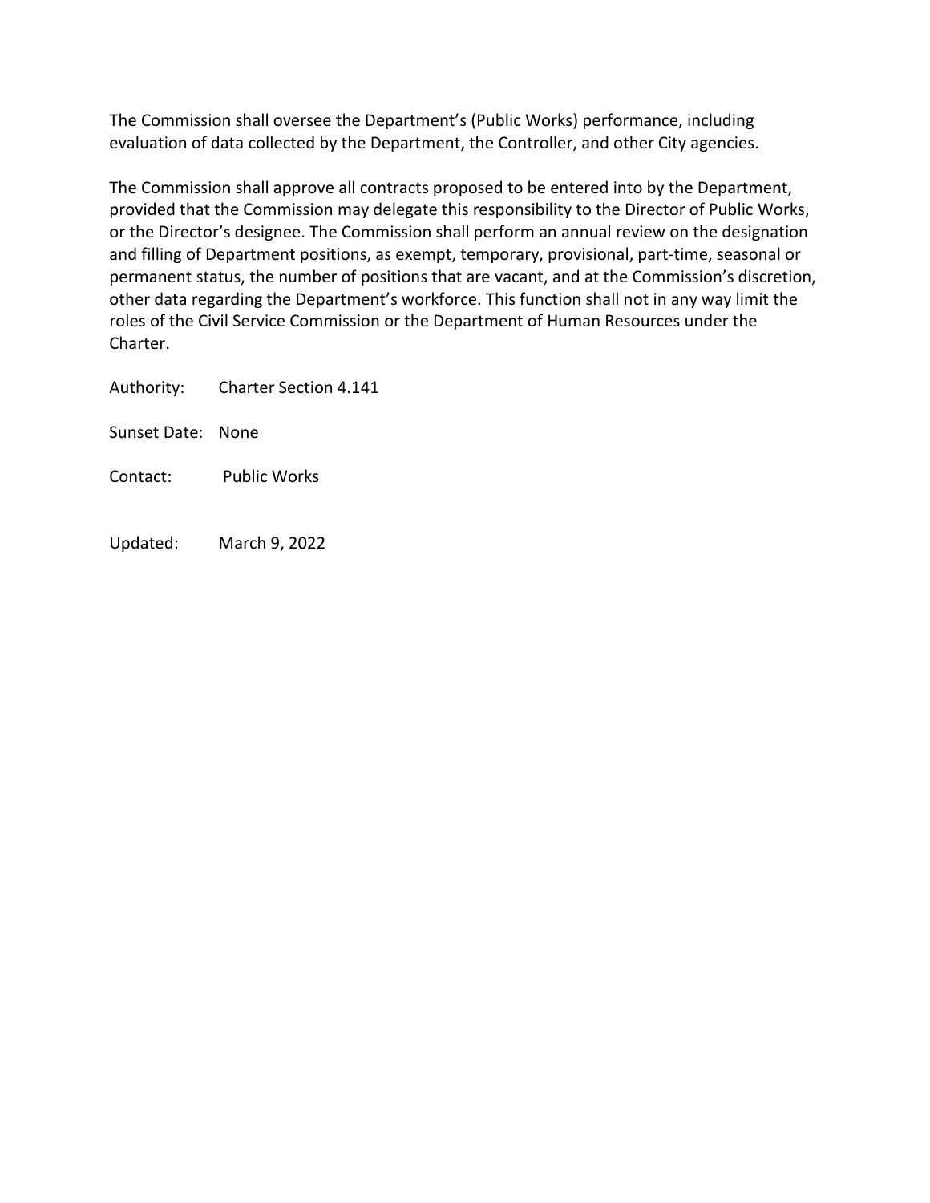The Commission shall oversee the Department's (Public Works) performance, including evaluation of data collected by the Department, the Controller, and other City agencies.

The Commission shall approve all contracts proposed to be entered into by the Department, provided that the Commission may delegate this responsibility to the Director of Public Works, or the Director's designee. The Commission shall perform an annual review on the designation and filling of Department positions, as exempt, temporary, provisional, part-time, seasonal or permanent status, the number of positions that are vacant, and at the Commission's discretion, other data regarding the Department's workforce. This function shall not in any way limit the roles of the Civil Service Commission or the Department of Human Resources under the Charter.

Authority: Charter Section 4.141

Sunset Date: None

Contact: Public Works

Updated: March 9, 2022